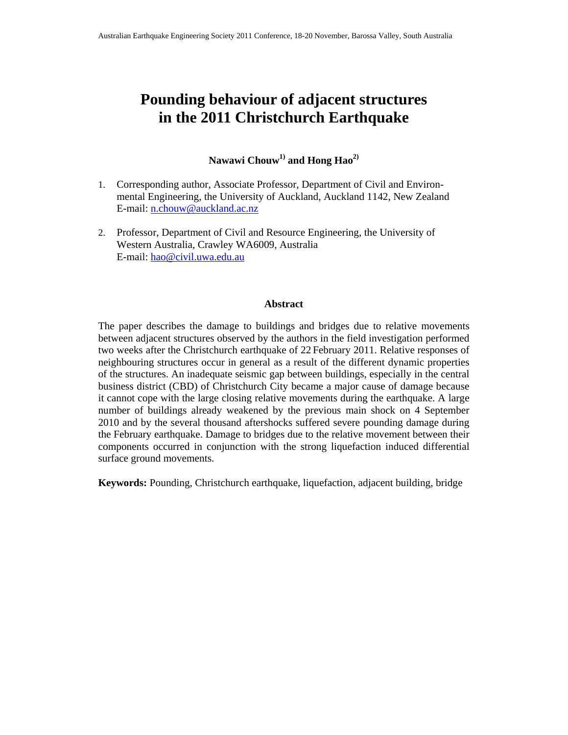# Pounding behaviour of adjacent structures in the 2011 Christchurch Earthquake

**Nawawi Chouw[1] and Hong Hao[2]**

1. Corresponding author, Associate Professor, Department of Civil and Environmental Engineering, the University of Auckland, Auckland 1142, New Zealand
   E-mail: n.chouw@auckland.ac.nz

2. Professor, Department of Civil and Resource Engineering, the University of Western Australia, Crawley WA6009, Australia
   E-mail: hao@civil.uwa.edu.au

## Abstract

The paper describes the damage to buildings and bridges due to relative movements between adjacent structures observed by the authors in the field investigation performed two weeks after the Christchurch earthquake of 22 February 2011. Relative responses of neighbouring structures occur in general as a result of the different dynamic properties of the structures. An inadequate seismic gap between buildings, especially in the central business district (CBD) of Christchurch City became a major cause of damage because it cannot cope with the large closing relative movements during the earthquake. A large number of buildings already weakened by the previous main shock on 4 September 2010 and by the several thousand aftershocks suffered severe pounding damage during the February earthquake. Damage to bridges due to the relative movement between their components occurred in conjunction with the strong liquefaction induced differential surface ground movements.

**Keywords:** Pounding, Christchurch earthquake, liquefaction, adjacent building, bridge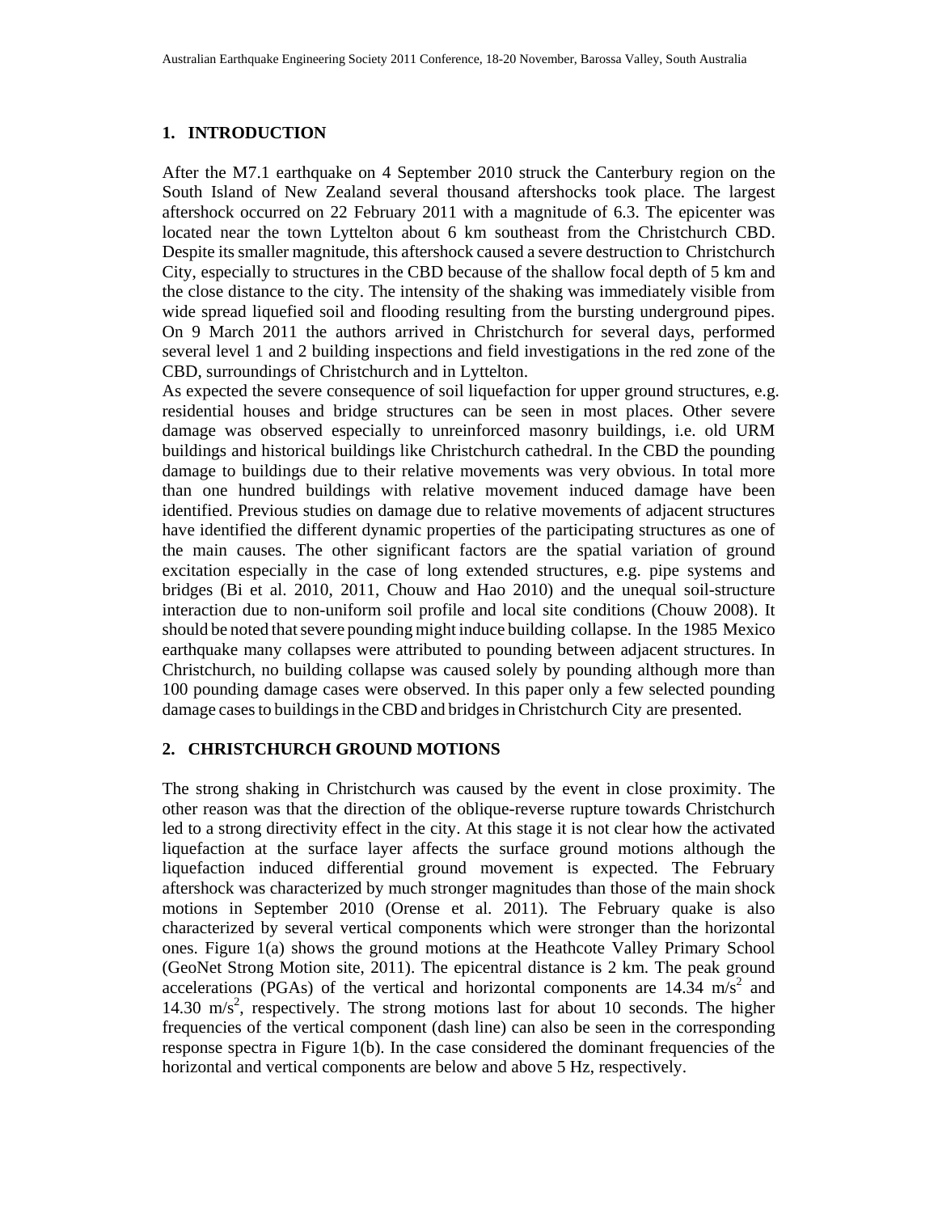## 1. INTRODUCTION

After the M7.1 earthquake on 4 September 2010 struck the Canterbury region on the South Island of New Zealand several thousand aftershocks took place. The largest aftershock occurred on 22 February 2011 with a magnitude of 6.3. The epicenter was located near the town Lyttelton about 6 km southeast from the Christchurch CBD. Despite its smaller magnitude, this aftershock caused a severe destruction to Christchurch City, especially to structures in the CBD because of the shallow focal depth of 5 km and the close distance to the city. The intensity of the shaking was immediately visible from wide spread liquefied soil and flooding resulting from the bursting underground pipes. On 9 March 2011 the authors arrived in Christchurch for several days, performed several level 1 and 2 building inspections and field investigations in the red zone of the CBD, surroundings of Christchurch and in Lyttelton.

As expected the severe consequence of soil liquefaction for upper ground structures, e.g. residential houses and bridge structures can be seen in most places. Other severe damage was observed especially to unreinforced masonry buildings, i.e. old URM buildings and historical buildings like Christchurch cathedral. In the CBD the pounding damage to buildings due to their relative movements was very obvious. In total more than one hundred buildings with relative movement induced damage have been identified. Previous studies on damage due to relative movements of adjacent structures have identified the different dynamic properties of the participating structures as one of the main causes. The other significant factors are the spatial variation of ground excitation especially in the case of long extended structures, e.g. pipe systems and bridges (Bi et al. 2010, 2011, Chouw and Hao 2010) and the unequal soil-structure interaction due to non-uniform soil profile and local site conditions (Chouw 2008). It should be noted that severe pounding might induce building collapse. In the 1985 Mexico earthquake many collapses were attributed to pounding between adjacent structures. In Christchurch, no building collapse was caused solely by pounding although more than 100 pounding damage cases were observed. In this paper only a few selected pounding damage cases to buildings in the CBD and bridges in Christchurch City are presented.

## 2. CHRISTCHURCH GROUND MOTIONS

The strong shaking in Christchurch was caused by the event in close proximity. The other reason was that the direction of the oblique-reverse rupture towards Christchurch led to a strong directivity effect in the city. At this stage it is not clear how the activated liquefaction at the surface layer affects the surface ground motions although the liquefaction induced differential ground movement is expected. The February aftershock was characterized by much stronger magnitudes than those of the main shock motions in September 2010 (Orense et al. 2011). The February quake is also characterized by several vertical components which were stronger than the horizontal ones. Figure 1(a) shows the ground motions at the Heathcote Valley Primary School (GeoNet Strong Motion site, 2011). The epicentral distance is 2 km. The peak ground accelerations (PGAs) of the vertical and horizontal components are 14.34 $m/s^2$ and 14.30 $m/s^2$, respectively. The strong motions last for about 10 seconds. The higher frequencies of the vertical component (dash line) can also be seen in the corresponding response spectra in Figure 1(b). In the case considered the dominant frequencies of the horizontal and vertical components are below and above 5 Hz, respectively.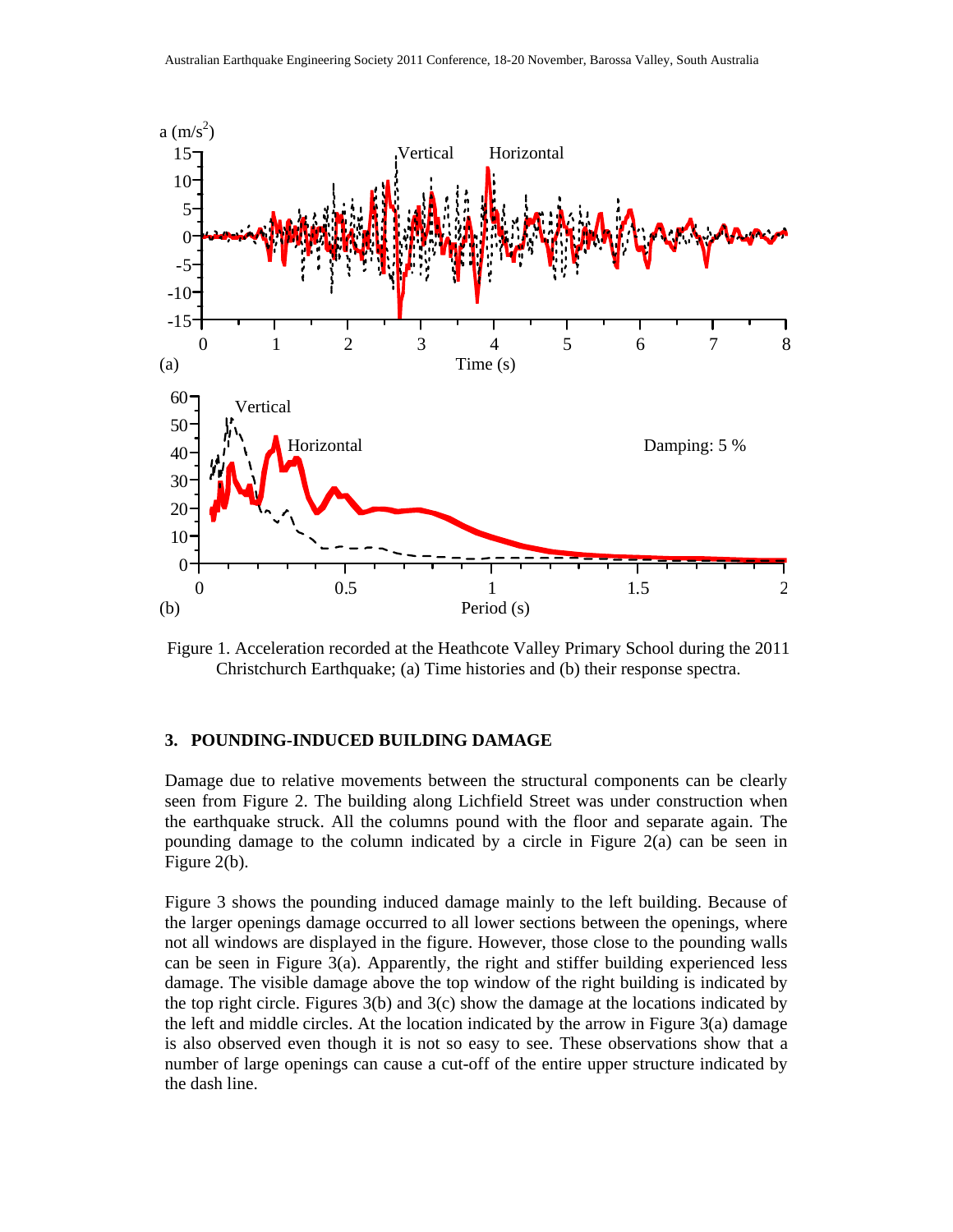Figure 1. Acceleration recorded at the Heathcote Valley Primary School during the 2011 Christchurch Earthquake; (a) Time histories and (b) their response spectra.

## 3. POUNDING-INDUCED BUILDING DAMAGE

Damage due to relative movements between the structural components can be clearly seen from Figure 2. The building along Lichfield Street was under construction when the earthquake struck. All the columns pound with the floor and separate again. The pounding damage to the column indicated by a circle in Figure 2(a) can be seen in Figure 2(b).

Figure 3 shows the pounding induced damage mainly to the left building. Because of the larger openings damage occurred to all lower sections between the openings, where not all windows are displayed in the figure. However, those close to the pounding walls can be seen in Figure 3(a). Apparently, the right and stiffer building experienced less damage. The visible damage above the top window of the right building is indicated by the top right circle. Figures 3(b) and 3(c) show the damage at the locations indicated by the left and middle circles. At the location indicated by the arrow in Figure 3(a) damage is also observed even though it is not so easy to see. These observations show that a number of large openings can cause a cut-off of the entire upper structure indicated by the dash line.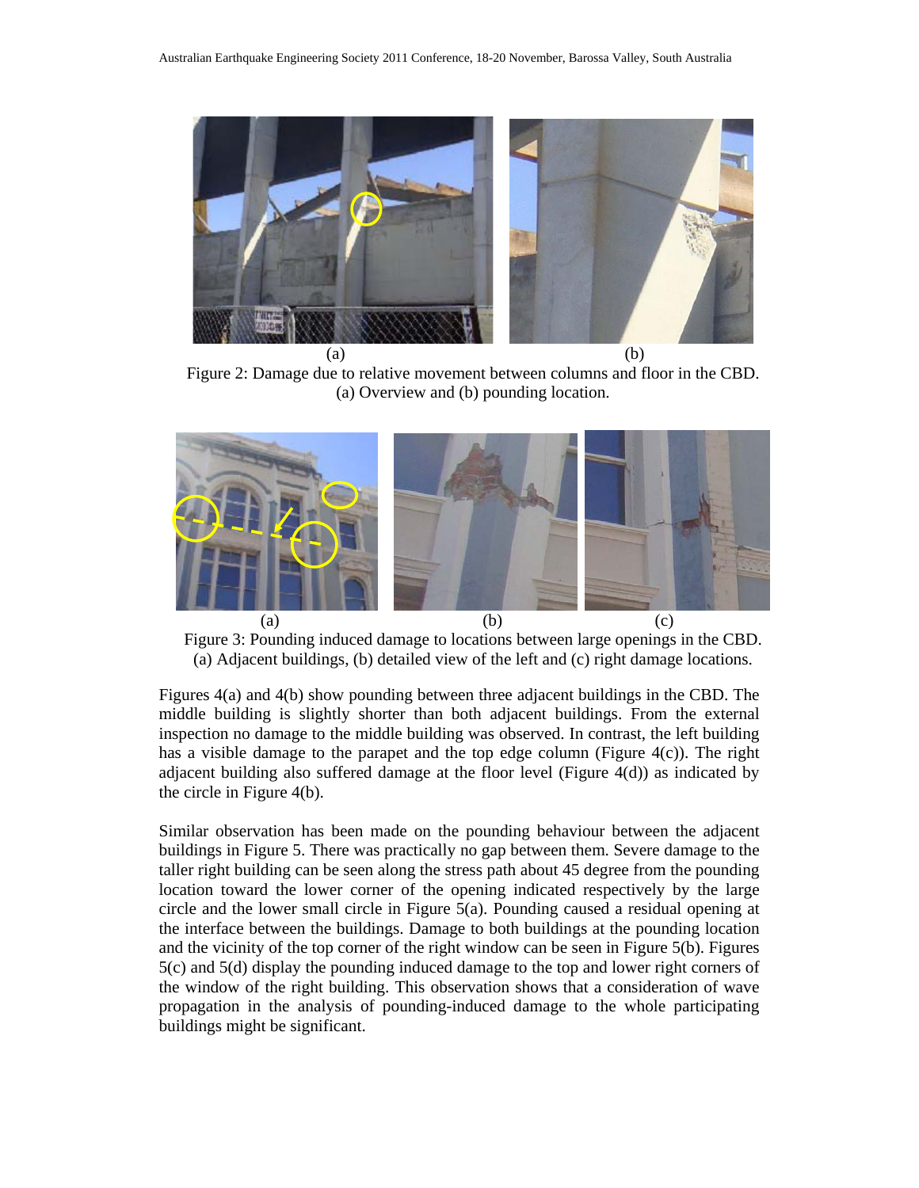(a) (b)

Figure 2: Damage due to relative movement between columns and floor in the CBD. (a) Overview and (b) pounding location.

(a) (b) (c)

Figure 3: Pounding induced damage to locations between large openings in the CBD. (a) Adjacent buildings, (b) detailed view of the left and (c) right damage locations.

Figures 4(a) and 4(b) show pounding between three adjacent buildings in the CBD. The middle building is slightly shorter than both adjacent buildings. From the external inspection no damage to the middle building was observed. In contrast, the left building has a visible damage to the parapet and the top edge column (Figure 4(c)). The right adjacent building also suffered damage at the floor level (Figure 4(d)) as indicated by the circle in Figure 4(b).

Similar observation has been made on the pounding behaviour between the adjacent buildings in Figure 5. There was practically no gap between them. Severe damage to the taller right building can be seen along the stress path about 45 degree from the pounding location toward the lower corner of the opening indicated respectively by the large circle and the lower small circle in Figure 5(a). Pounding caused a residual opening at the interface between the buildings. Damage to both buildings at the pounding location and the vicinity of the top corner of the right window can be seen in Figure 5(b). Figures 5(c) and 5(d) display the pounding induced damage to the top and lower right corners of the window of the right building. This observation shows that a consideration of wave propagation in the analysis of pounding-induced damage to the whole participating buildings might be significant.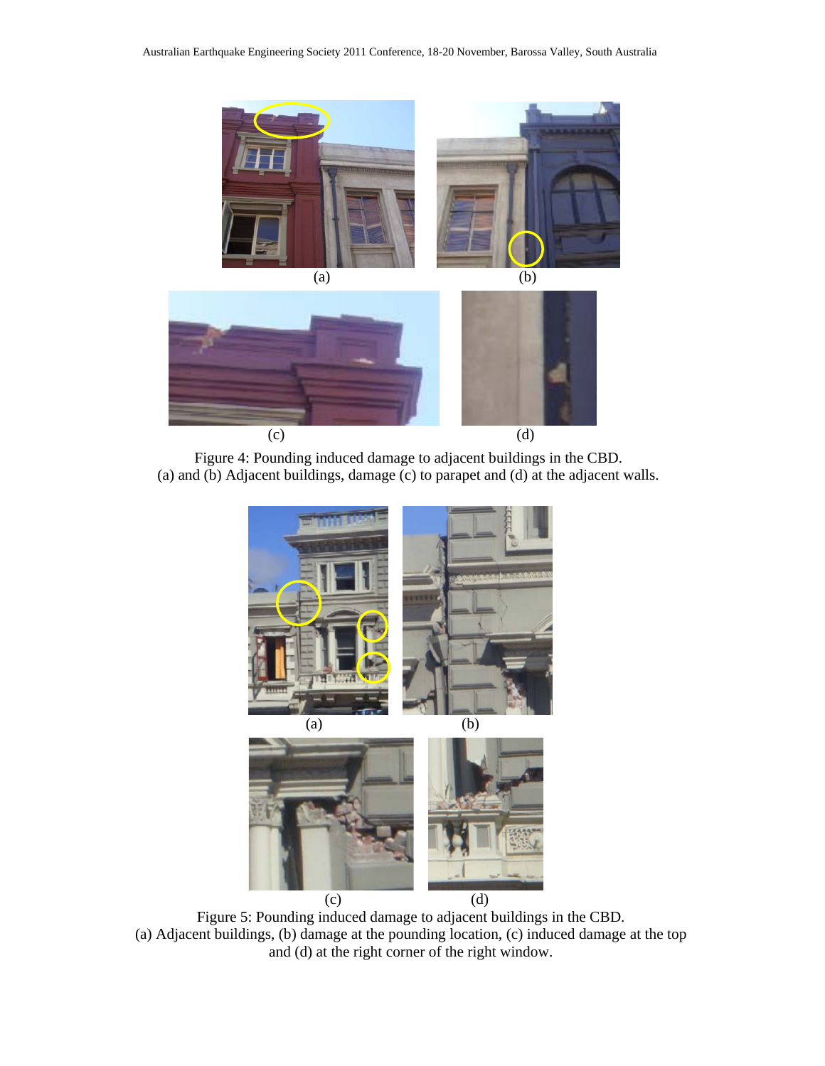(a)

(b)

(c)

(d)

Figure 4: Pounding induced damage to adjacent buildings in the CBD.
(a) and (b) Adjacent buildings, damage (c) to parapet and (d) at the adjacent walls.

(a)

(b)

(c)

(d)

Figure 5: Pounding induced damage to adjacent buildings in the CBD.
(a) Adjacent buildings, (b) damage at the pounding location, (c) induced damage at the top and (d) at the right corner of the right window.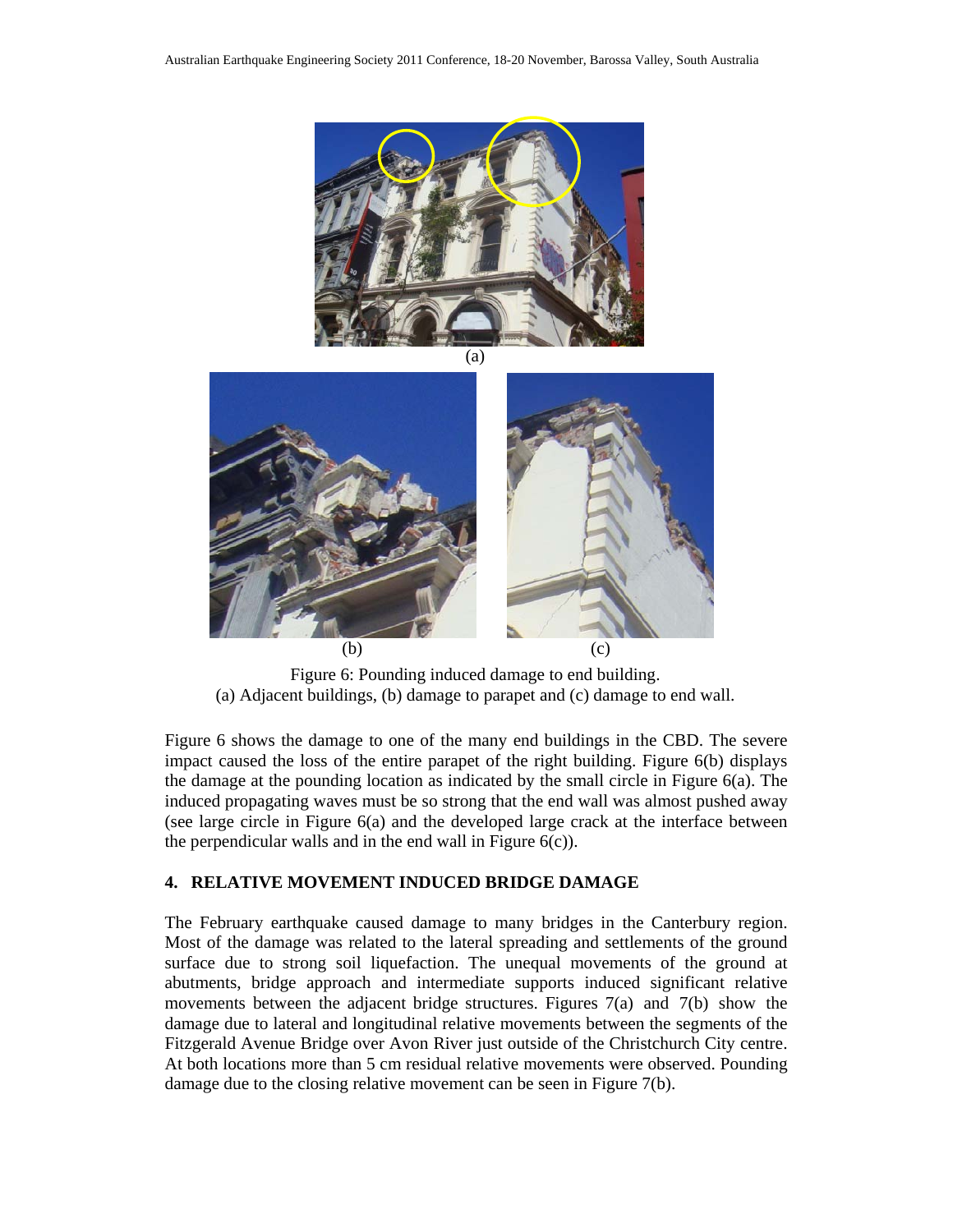(a)

(b) (c)

Figure 6: Pounding induced damage to end building.
(a) Adjacent buildings, (b) damage to parapet and (c) damage to end wall.

Figure 6 shows the damage to one of the many end buildings in the CBD. The severe impact caused the loss of the entire parapet of the right building. Figure 6(b) displays the damage at the pounding location as indicated by the small circle in Figure 6(a). The induced propagating waves must be so strong that the end wall was almost pushed away (see large circle in Figure 6(a) and the developed large crack at the interface between the perpendicular walls and in the end wall in Figure 6(c)).

## 4. RELATIVE MOVEMENT INDUCED BRIDGE DAMAGE

The February earthquake caused damage to many bridges in the Canterbury region. Most of the damage was related to the lateral spreading and settlements of the ground surface due to strong soil liquefaction. The unequal movements of the ground at abutments, bridge approach and intermediate supports induced significant relative movements between the adjacent bridge structures. Figures 7(a) and 7(b) show the damage due to lateral and longitudinal relative movements between the segments of the Fitzgerald Avenue Bridge over Avon River just outside of the Christchurch City centre. At both locations more than 5 cm residual relative movements were observed. Pounding damage due to the closing relative movement can be seen in Figure 7(b).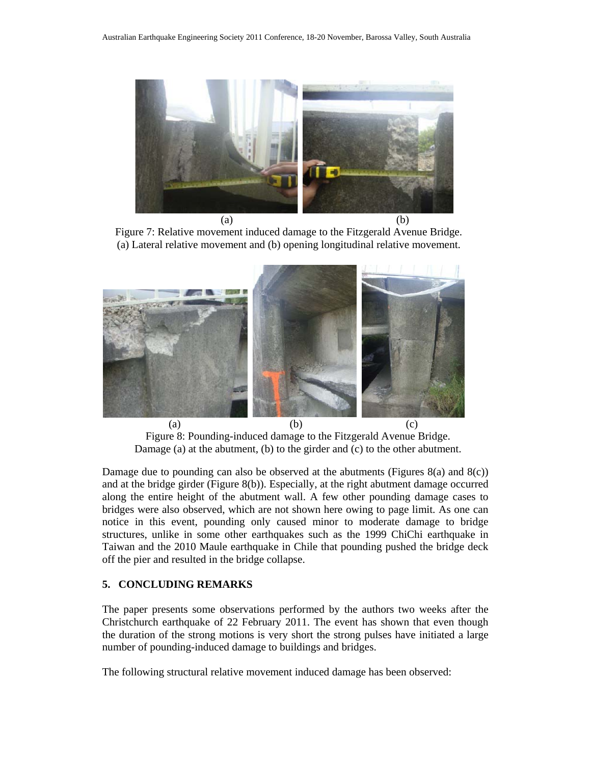(a) (b)

Figure 7: Relative movement induced damage to the Fitzgerald Avenue Bridge. (a) Lateral relative movement and (b) opening longitudinal relative movement.

(a) (b) (c)

Figure 8: Pounding-induced damage to the Fitzgerald Avenue Bridge. Damage (a) at the abutment, (b) to the girder and (c) to the other abutment.

Damage due to pounding can also be observed at the abutments (Figures 8(a) and 8(c)) and at the bridge girder (Figure 8(b)). Especially, at the right abutment damage occurred along the entire height of the abutment wall. A few other pounding damage cases to bridges were also observed, which are not shown here owing to page limit. As one can notice in this event, pounding only caused minor to moderate damage to bridge structures, unlike in some other earthquakes such as the 1999 ChiChi earthquake in Taiwan and the 2010 Maule earthquake in Chile that pounding pushed the bridge deck off the pier and resulted in the bridge collapse.

## 5. CONCLUDING REMARKS

The paper presents some observations performed by the authors two weeks after the Christchurch earthquake of 22 February 2011. The event has shown that even though the duration of the strong motions is very short the strong pulses have initiated a large number of pounding-induced damage to buildings and bridges.

The following structural relative movement induced damage has been observed: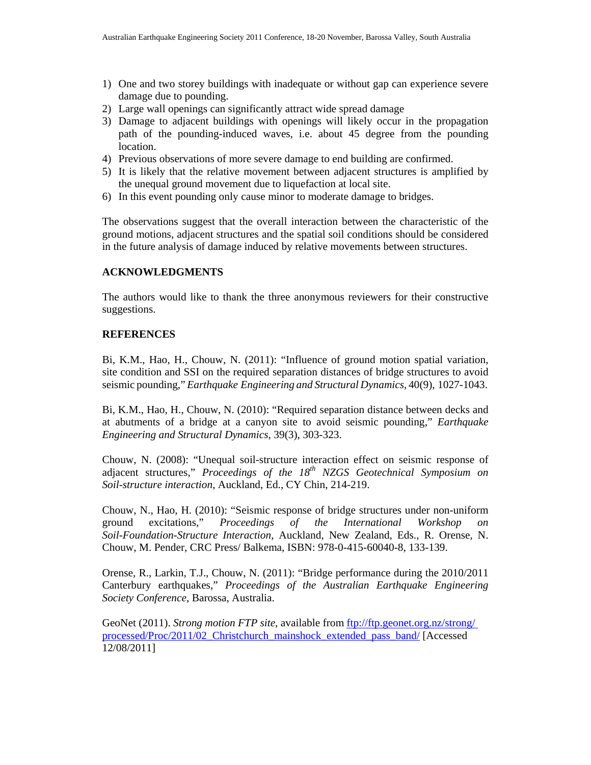1) One and two storey buildings with inadequate or without gap can experience severe damage due to pounding.
2) Large wall openings can significantly attract wide spread damage
3) Damage to adjacent buildings with openings will likely occur in the propagation path of the pounding-induced waves, i.e. about 45 degree from the pounding location.
4) Previous observations of more severe damage to end building are confirmed.
5) It is likely that the relative movement between adjacent structures is amplified by the unequal ground movement due to liquefaction at local site.
6) In this event pounding only cause minor to moderate damage to bridges.

The observations suggest that the overall interaction between the characteristic of the ground motions, adjacent structures and the spatial soil conditions should be considered in the future analysis of damage induced by relative movements between structures.

## ACKNOWLEDGMENTS

The authors would like to thank the three anonymous reviewers for their constructive suggestions.

## REFERENCES

Bi, K.M., Hao, H., Chouw, N. (2011): "Influence of ground motion spatial variation, site condition and SSI on the required separation distances of bridge structures to avoid seismic pounding," *Earthquake Engineering and Structural Dynamics*, 40(9), 1027-1043.

Bi, K.M., Hao, H., Chouw, N. (2010): "Required separation distance between decks and at abutments of a bridge at a canyon site to avoid seismic pounding," *Earthquake Engineering and Structural Dynamics*, 39(3), 303-323.

Chouw, N. (2008): "Unequal soil-structure interaction effect on seismic response of adjacent structures," *Proceedings of the 18th NZGS Geotechnical Symposium on Soil-structure interaction*, Auckland, Ed., CY Chin, 214-219.

Chouw, N., Hao, H. (2010): "Seismic response of bridge structures under non-uniform ground excitations," *Proceedings of the International Workshop on Soil-Foundation-Structure Interaction*, Auckland, New Zealand, Eds., R. Orense, N. Chouw, M. Pender, CRC Press/ Balkema, ISBN: 978-0-415-60040-8, 133-139.

Orense, R., Larkin, T.J., Chouw, N. (2011): "Bridge performance during the 2010/2011 Canterbury earthquakes," *Proceedings of the Australian Earthquake Engineering Society Conference*, Barossa, Australia.

GeoNet (2011). *Strong motion FTP site*, available from ftp://ftp.geonet.org.nz/strong/processed/Proc/2011/02_Christchurch_mainshock_extended_pass_band/ [Accessed 12/08/2011]